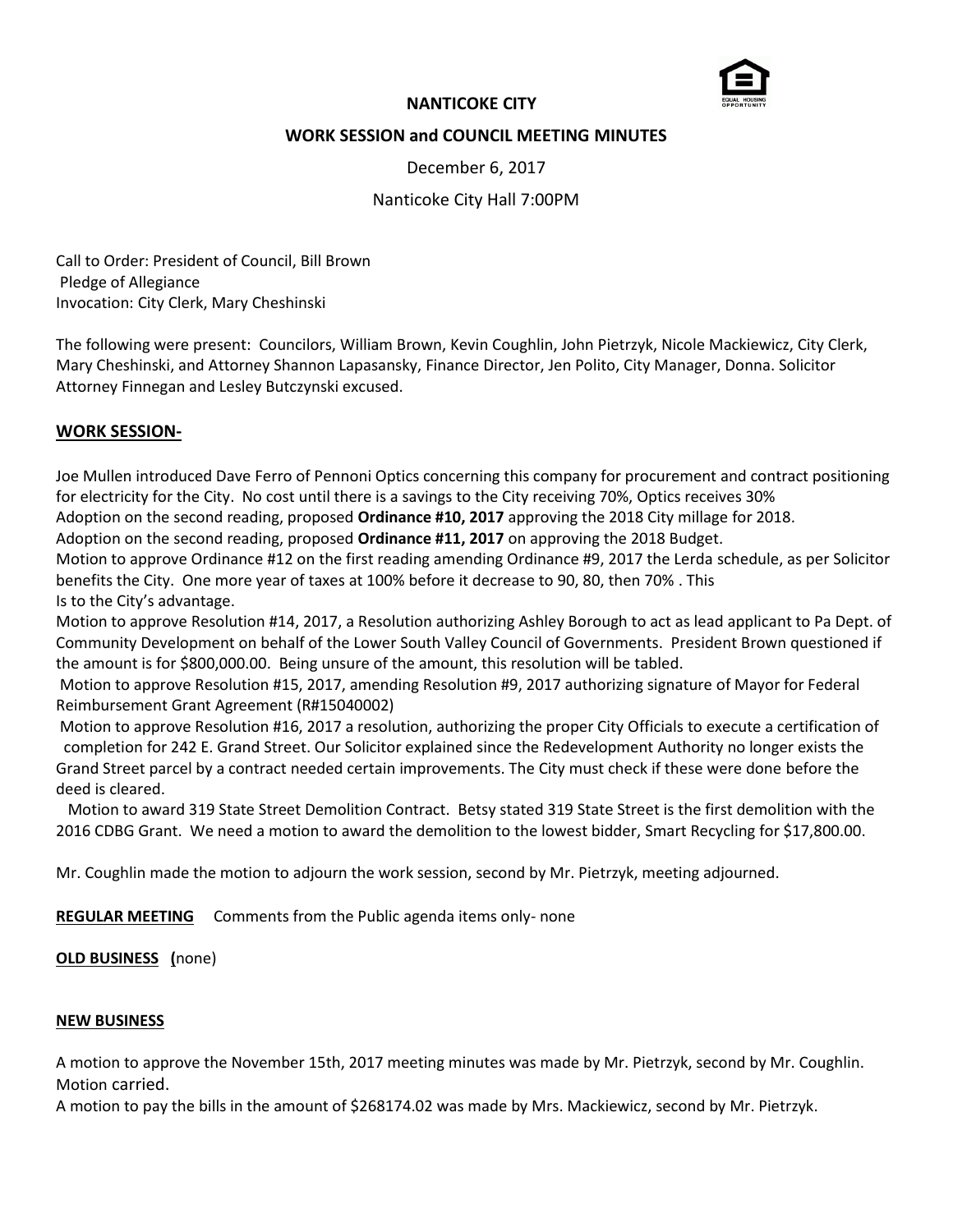**NANTICOKE CITY**

**WORK SESSION and COUNCIL MEETING MINUTES**

December 6, 2017

Nanticoke City Hall 7:00PM

Call to Order: President of Council, Bill Brown
Pledge of Allegiance
Invocation: City Clerk, Mary Cheshinski

The following were present: Councilors, William Brown, Kevin Coughlin, John Pietrzyk, Nicole Mackiewicz, City Clerk, Mary Cheshinski, and Attorney Shannon Lapasansky, Finance Director, Jen Polito, City Manager, Donna. Solicitor Attorney Finnegan and Lesley Butczynski excused.

**WORK SESSION-**

Joe Mullen introduced Dave Ferro of Pennoni Optics concerning this company for procurement and contract positioning for electricity for the City. No cost until there is a savings to the City receiving 70%, Optics receives 30%
Adoption on the second reading, proposed **Ordinance #10, 2017** approving the 2018 City millage for 2018.
Adoption on the second reading, proposed **Ordinance #11, 2017** on approving the 2018 Budget.
Motion to approve Ordinance #12 on the first reading amending Ordinance #9, 2017 the Lerda schedule, as per Solicitor benefits the City. One more year of taxes at 100% before it decrease to 90, 80, then 70% . This
Is to the City's advantage.
Motion to approve Resolution #14, 2017, a Resolution authorizing Ashley Borough to act as lead applicant to Pa Dept. of Community Development on behalf of the Lower South Valley Council of Governments. President Brown questioned if the amount is for $800,000.00. Being unsure of the amount, this resolution will be tabled.
Motion to approve Resolution #15, 2017, amending Resolution #9, 2017 authorizing signature of Mayor for Federal Reimbursement Grant Agreement (R#15040002)
Motion to approve Resolution #16, 2017 a resolution, authorizing the proper City Officials to execute a certification of completion for 242 E. Grand Street. Our Solicitor explained since the Redevelopment Authority no longer exists the Grand Street parcel by a contract needed certain improvements. The City must check if these were done before the deed is cleared.
Motion to award 319 State Street Demolition Contract. Betsy stated 319 State Street is the first demolition with the 2016 CDBG Grant. We need a motion to award the demolition to the lowest bidder, Smart Recycling for $17,800.00.

Mr. Coughlin made the motion to adjourn the work session, second by Mr. Pietrzyk, meeting adjourned.

**REGULAR MEETING** Comments from the Public agenda items only- none

**OLD BUSINESS (**none)

**NEW BUSINESS**

A motion to approve the November 15th, 2017 meeting minutes was made by Mr. Pietrzyk, second by Mr. Coughlin. Motion carried.
A motion to pay the bills in the amount of $268174.02 was made by Mrs. Mackiewicz, second by Mr. Pietrzyk.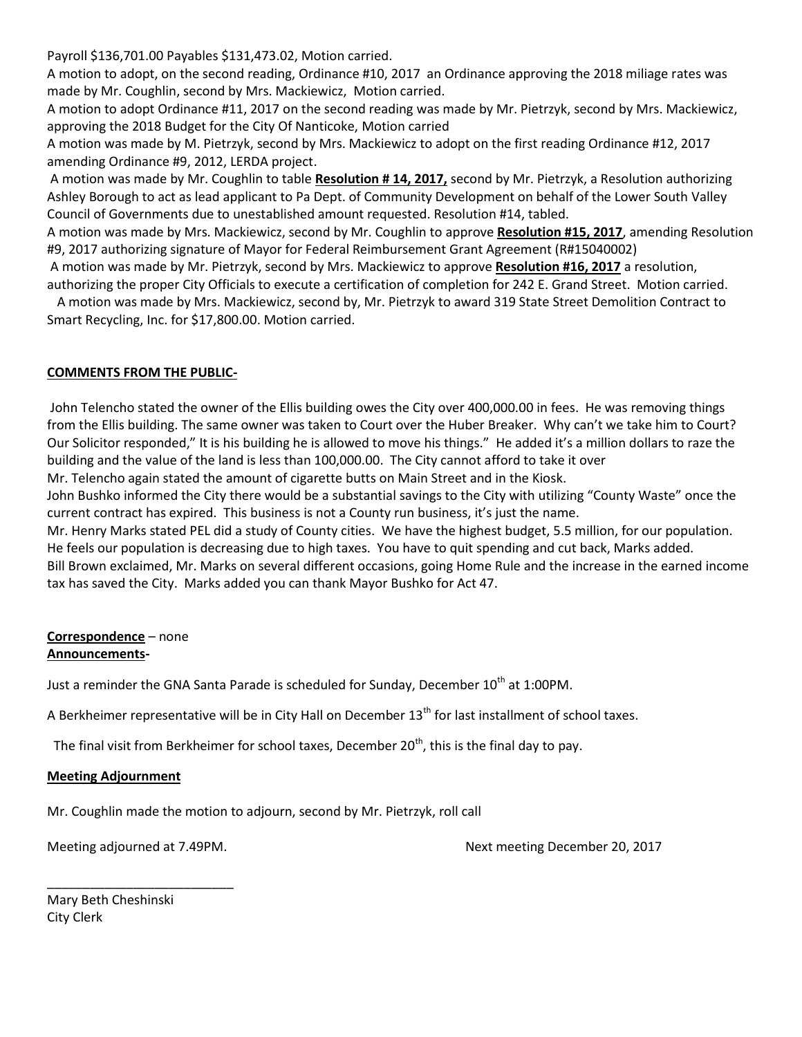Payroll $136,701.00 Payables $131,473.02, Motion carried.

A motion to adopt, on the second reading, Ordinance #10, 2017 an Ordinance approving the 2018 miliage rates was made by Mr. Coughlin, second by Mrs. Mackiewicz, Motion carried.

A motion to adopt Ordinance #11, 2017 on the second reading was made by Mr. Pietrzyk, second by Mrs. Mackiewicz, approving the 2018 Budget for the City Of Nanticoke, Motion carried

A motion was made by M. Pietrzyk, second by Mrs. Mackiewicz to adopt on the first reading Ordinance #12, 2017 amending Ordinance #9, 2012, LERDA project.

A motion was made by Mr. Coughlin to table **Resolution # 14, 2017,** second by Mr. Pietrzyk, a Resolution authorizing Ashley Borough to act as lead applicant to Pa Dept. of Community Development on behalf of the Lower South Valley Council of Governments due to unestablished amount requested. Resolution #14, tabled.

A motion was made by Mrs. Mackiewicz, second by Mr. Coughlin to approve **Resolution #15, 2017**, amending Resolution #9, 2017 authorizing signature of Mayor for Federal Reimbursement Grant Agreement (R#15040002)

A motion was made by Mr. Pietrzyk, second by Mrs. Mackiewicz to approve **Resolution #16, 2017** a resolution, authorizing the proper City Officials to execute a certification of completion for 242 E. Grand Street. Motion carried.

A motion was made by Mrs. Mackiewicz, second by, Mr. Pietrzyk to award 319 State Street Demolition Contract to Smart Recycling, Inc. for $17,800.00. Motion carried.

## COMMENTS FROM THE PUBLIC-

John Telencho stated the owner of the Ellis building owes the City over 400,000.00 in fees. He was removing things from the Ellis building. The same owner was taken to Court over the Huber Breaker. Why can't we take him to Court? Our Solicitor responded," It is his building he is allowed to move his things." He added it's a million dollars to raze the building and the value of the land is less than 100,000.00. The City cannot afford to take it over

Mr. Telencho again stated the amount of cigarette butts on Main Street and in the Kiosk.

John Bushko informed the City there would be a substantial savings to the City with utilizing "County Waste" once the current contract has expired. This business is not a County run business, it's just the name.

Mr. Henry Marks stated PEL did a study of County cities. We have the highest budget, 5.5 million, for our population. He feels our population is decreasing due to high taxes. You have to quit spending and cut back, Marks added.

Bill Brown exclaimed, Mr. Marks on several different occasions, going Home Rule and the increase in the earned income tax has saved the City. Marks added you can thank Mayor Bushko for Act 47.

**Correspondence** – none

**Announcements-**

Just a reminder the GNA Santa Parade is scheduled for Sunday, December 10th at 1:00PM.

A Berkheimer representative will be in City Hall on December 13th for last installment of school taxes.

The final visit from Berkheimer for school taxes, December 20th, this is the final day to pay.

## Meeting Adjournment

Mr. Coughlin made the motion to adjourn, second by Mr. Pietrzyk, roll call

Meeting adjourned at 7.49PM. Next meeting December 20, 2017

\_\_\_\_\_\_\_\_\_\_\_\_\_\_\_\_\_\_\_\_\_\_\_\_\_\_

Mary Beth Cheshinski
City Clerk